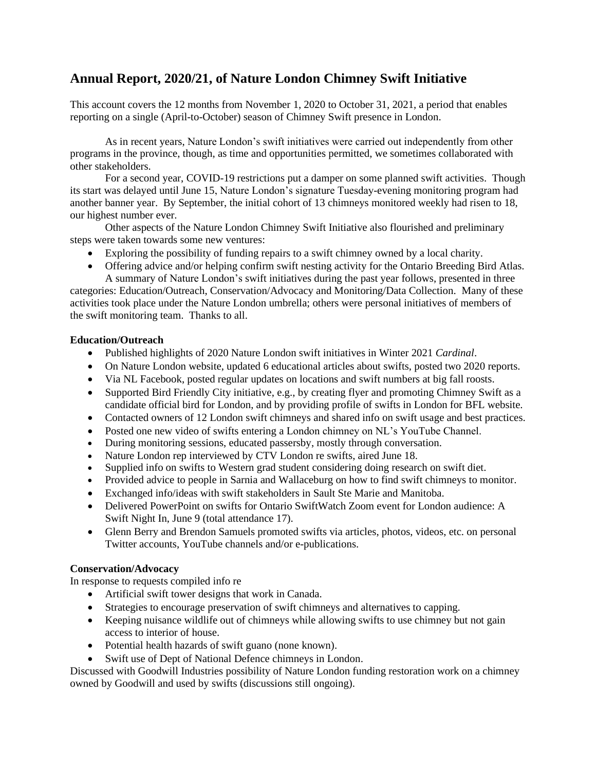# Annual Report, 2020/21, of Nature London Chimney Swift Initiative

This account covers the 12 months from November 1, 2020 to October 31, 2021, a period that enables reporting on a single (April-to-October) season of Chimney Swift presence in London.

As in recent years, Nature London's swift initiatives were carried out independently from other programs in the province, though, as time and opportunities permitted, we sometimes collaborated with other stakeholders.

For a second year, COVID-19 restrictions put a damper on some planned swift activities. Though its start was delayed until June 15, Nature London's signature Tuesday-evening monitoring program had another banner year. By September, the initial cohort of 13 chimneys monitored weekly had risen to 18, our highest number ever.

Other aspects of the Nature London Chimney Swift Initiative also flourished and preliminary steps were taken towards some new ventures:

- Exploring the possibility of funding repairs to a swift chimney owned by a local charity.
- Offering advice and/or helping confirm swift nesting activity for the Ontario Breeding Bird Atlas.

A summary of Nature London's swift initiatives during the past year follows, presented in three categories: Education/Outreach, Conservation/Advocacy and Monitoring/Data Collection. Many of these activities took place under the Nature London umbrella; others were personal initiatives of members of the swift monitoring team. Thanks to all.

**Education/Outreach**

- Published highlights of 2020 Nature London swift initiatives in Winter 2021 *Cardinal*.
- On Nature London website, updated 6 educational articles about swifts, posted two 2020 reports.
- Via NL Facebook, posted regular updates on locations and swift numbers at big fall roosts.
- Supported Bird Friendly City initiative, e.g., by creating flyer and promoting Chimney Swift as a candidate official bird for London, and by providing profile of swifts in London for BFL website.
- Contacted owners of 12 London swift chimneys and shared info on swift usage and best practices.
- Posted one new video of swifts entering a London chimney on NL's YouTube Channel.
- During monitoring sessions, educated passersby, mostly through conversation.
- Nature London rep interviewed by CTV London re swifts, aired June 18.
- Supplied info on swifts to Western grad student considering doing research on swift diet.
- Provided advice to people in Sarnia and Wallaceburg on how to find swift chimneys to monitor.
- Exchanged info/ideas with swift stakeholders in Sault Ste Marie and Manitoba.
- Delivered PowerPoint on swifts for Ontario SwiftWatch Zoom event for London audience: A Swift Night In, June 9 (total attendance 17).
- Glenn Berry and Brendon Samuels promoted swifts via articles, photos, videos, etc. on personal Twitter accounts, YouTube channels and/or e-publications.

**Conservation/Advocacy**

In response to requests compiled info re

- Artificial swift tower designs that work in Canada.
- Strategies to encourage preservation of swift chimneys and alternatives to capping.
- Keeping nuisance wildlife out of chimneys while allowing swifts to use chimney but not gain access to interior of house.
- Potential health hazards of swift guano (none known).
- Swift use of Dept of National Defence chimneys in London.

Discussed with Goodwill Industries possibility of Nature London funding restoration work on a chimney owned by Goodwill and used by swifts (discussions still ongoing).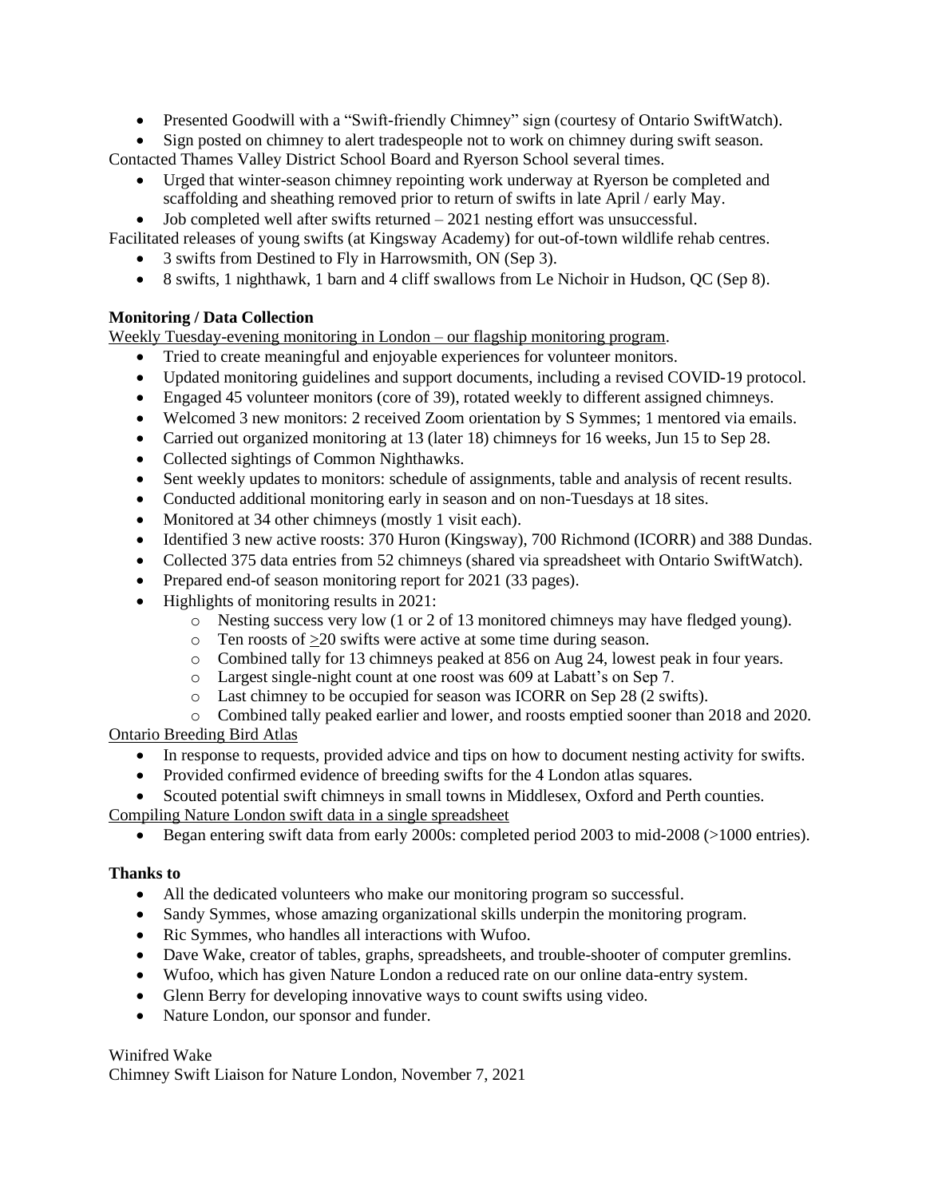- Presented Goodwill with a "Swift-friendly Chimney" sign (courtesy of Ontario SwiftWatch).
- Sign posted on chimney to alert tradespeople not to work on chimney during swift season.

Contacted Thames Valley District School Board and Ryerson School several times.

- Urged that winter-season chimney repointing work underway at Ryerson be completed and scaffolding and sheathing removed prior to return of swifts in late April / early May.
- Job completed well after swifts returned – 2021 nesting effort was unsuccessful.

Facilitated releases of young swifts (at Kingsway Academy) for out-of-town wildlife rehab centres.

- 3 swifts from Destined to Fly in Harrowsmith, ON (Sep 3).
- 8 swifts, 1 nighthawk, 1 barn and 4 cliff swallows from Le Nichoir in Hudson, QC (Sep 8).

**Monitoring / Data Collection**

<u>Weekly Tuesday-evening monitoring in London – our flagship monitoring program</u>.

- Tried to create meaningful and enjoyable experiences for volunteer monitors.
- Updated monitoring guidelines and support documents, including a revised COVID-19 protocol.
- Engaged 45 volunteer monitors (core of 39), rotated weekly to different assigned chimneys.
- Welcomed 3 new monitors: 2 received Zoom orientation by S Symmes; 1 mentored via emails.
- Carried out organized monitoring at 13 (later 18) chimneys for 16 weeks, Jun 15 to Sep 28.
- Collected sightings of Common Nighthawks.
- Sent weekly updates to monitors: schedule of assignments, table and analysis of recent results.
- Conducted additional monitoring early in season and on non-Tuesdays at 18 sites.
- Monitored at 34 other chimneys (mostly 1 visit each).
- Identified 3 new active roosts: 370 Huron (Kingsway), 700 Richmond (ICORR) and 388 Dundas.
- Collected 375 data entries from 52 chimneys (shared via spreadsheet with Ontario SwiftWatch).
- Prepared end-of season monitoring report for 2021 (33 pages).
- Highlights of monitoring results in 2021:
  - Nesting success very low (1 or 2 of 13 monitored chimneys may have fledged young).
  - Ten roosts of ≥20 swifts were active at some time during season.
  - Combined tally for 13 chimneys peaked at 856 on Aug 24, lowest peak in four years.
  - Largest single-night count at one roost was 609 at Labatt's on Sep 7.
  - Last chimney to be occupied for season was ICORR on Sep 28 (2 swifts).
  - Combined tally peaked earlier and lower, and roosts emptied sooner than 2018 and 2020.

<u>Ontario Breeding Bird Atlas</u>

- In response to requests, provided advice and tips on how to document nesting activity for swifts.
- Provided confirmed evidence of breeding swifts for the 4 London atlas squares.
- Scouted potential swift chimneys in small towns in Middlesex, Oxford and Perth counties.

<u>Compiling Nature London swift data in a single spreadsheet</u>

- Began entering swift data from early 2000s: completed period 2003 to mid-2008 (>1000 entries).

**Thanks to**

- All the dedicated volunteers who make our monitoring program so successful.
- Sandy Symmes, whose amazing organizational skills underpin the monitoring program.
- Ric Symmes, who handles all interactions with Wufoo.
- Dave Wake, creator of tables, graphs, spreadsheets, and trouble-shooter of computer gremlins.
- Wufoo, which has given Nature London a reduced rate on our online data-entry system.
- Glenn Berry for developing innovative ways to count swifts using video.
- Nature London, our sponsor and funder.

Winifred Wake
Chimney Swift Liaison for Nature London, November 7, 2021